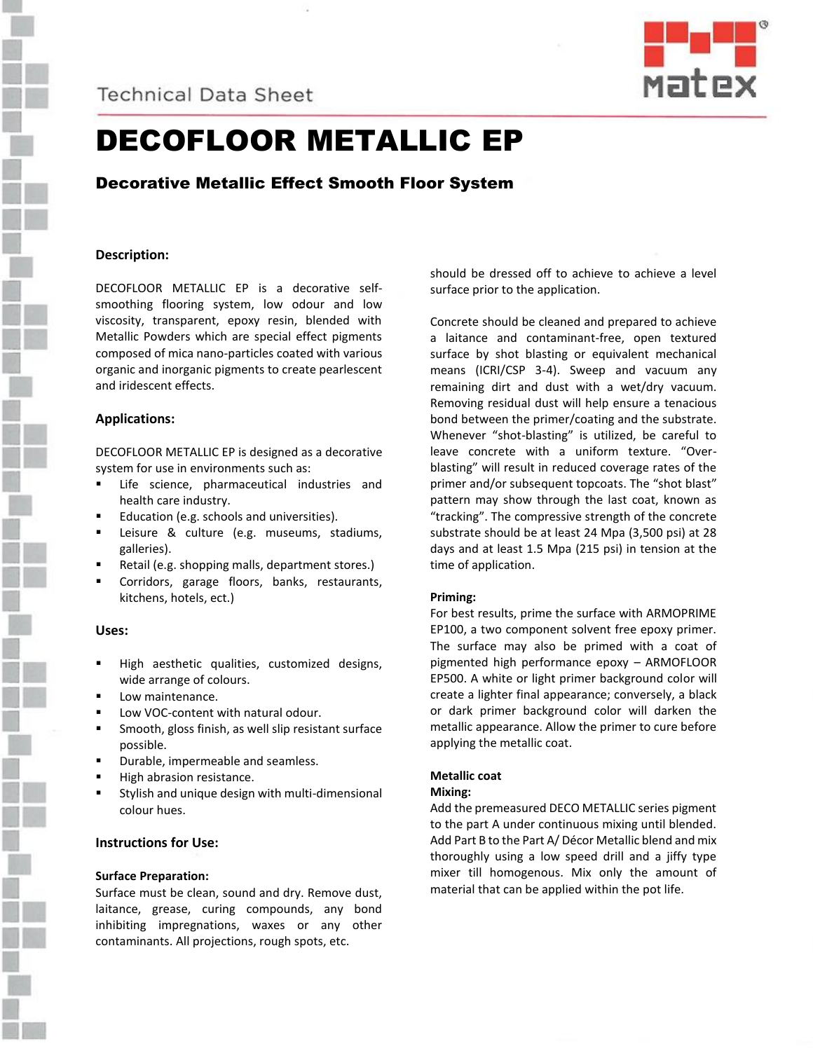Technical Data Sheet

# DECOFLOOR METALLIC EP

## Decorative Metallic Effect Smooth Floor System

### Description:

DECOFLOOR METALLIC EP is a decorative self-smoothing flooring system, low odour and low viscosity, transparent, epoxy resin, blended with Metallic Powders which are special effect pigments composed of mica nano-particles coated with various organic and inorganic pigments to create pearlescent and iridescent effects.

### Applications:

DECOFLOOR METALLIC EP is designed as a decorative system for use in environments such as:

- Life science, pharmaceutical industries and health care industry.
- Education (e.g. schools and universities).
- Leisure & culture (e.g. museums, stadiums, galleries).
- Retail (e.g. shopping malls, department stores.)
- Corridors, garage floors, banks, restaurants, kitchens, hotels, ect.)

### Uses:

- High aesthetic qualities, customized designs, wide arrange of colours.
- Low maintenance.
- Low VOC-content with natural odour.
- Smooth, gloss finish, as well slip resistant surface possible.
- Durable, impermeable and seamless.
- High abrasion resistance.
- Stylish and unique design with multi-dimensional colour hues.

### Instructions for Use:

**Surface Preparation:**

Surface must be clean, sound and dry. Remove dust, laitance, grease, curing compounds, any bond inhibiting impregnations, waxes or any other contaminants. All projections, rough spots, etc. should be dressed off to achieve to achieve a level surface prior to the application.

Concrete should be cleaned and prepared to achieve a laitance and contaminant-free, open textured surface by shot blasting or equivalent mechanical means (ICRI/CSP 3-4). Sweep and vacuum any remaining dirt and dust with a wet/dry vacuum. Removing residual dust will help ensure a tenacious bond between the primer/coating and the substrate. Whenever "shot-blasting" is utilized, be careful to leave concrete with a uniform texture. "Over-blasting" will result in reduced coverage rates of the primer and/or subsequent topcoats. The "shot blast" pattern may show through the last coat, known as "tracking". The compressive strength of the concrete substrate should be at least 24 Mpa (3,500 psi) at 28 days and at least 1.5 Mpa (215 psi) in tension at the time of application.

**Priming:**

For best results, prime the surface with ARMOPRIME EP100, a two component solvent free epoxy primer. The surface may also be primed with a coat of pigmented high performance epoxy – ARMOFLOOR EP500. A white or light primer background color will create a lighter final appearance; conversely, a black or dark primer background color will darken the metallic appearance. Allow the primer to cure before applying the metallic coat.

**Metallic coat**

**Mixing:**

Add the premeasured DECO METALLIC series pigment to the part A under continuous mixing until blended. Add Part B to the Part A/ Décor Metallic blend and mix thoroughly using a low speed drill and a jiffy type mixer till homogenous. Mix only the amount of material that can be applied within the pot life.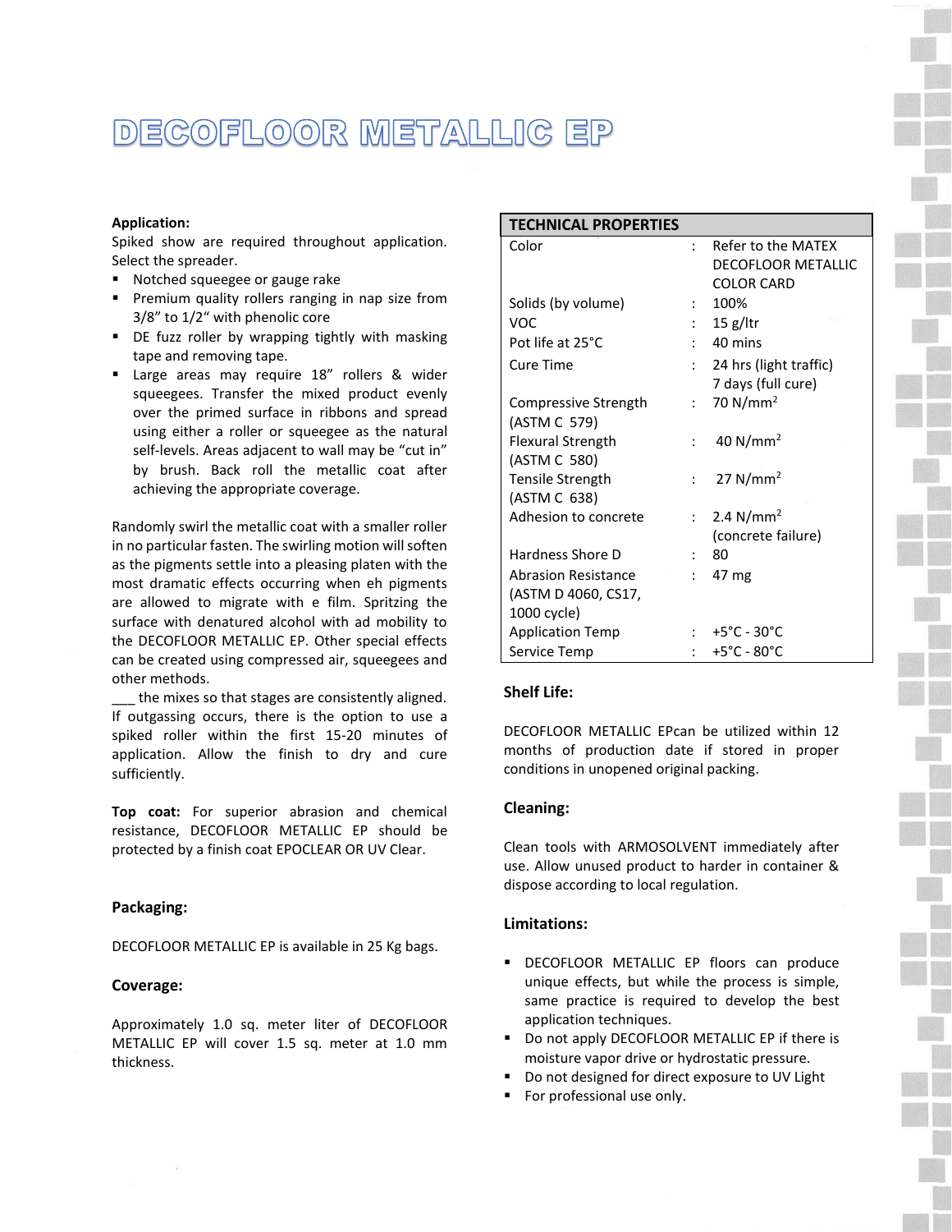# DECOFLOOR METALLIC EP

**Application:**

Spiked show are required throughout application. Select the spreader.

- Notched squeegee or gauge rake
- Premium quality rollers ranging in nap size from 3/8" to 1/2" with phenolic core
- DE fuzz roller by wrapping tightly with masking tape and removing tape.
- Large areas may require 18" rollers & wider squeegees. Transfer the mixed product evenly over the primed surface in ribbons and spread using either a roller or squeegee as the natural self-levels. Areas adjacent to wall may be "cut in" by brush. Back roll the metallic coat after achieving the appropriate coverage.

Randomly swirl the metallic coat with a smaller roller in no particular fasten. The swirling motion will soften as the pigments settle into a pleasing platen with the most dramatic effects occurring when eh pigments are allowed to migrate with e film. Spritzing the surface with denatured alcohol with ad mobility to the DECOFLOOR METALLIC EP. Other special effects can be created using compressed air, squeegees and other methods.

___ the mixes so that stages are consistently aligned. If outgassing occurs, there is the option to use a spiked roller within the first 15-20 minutes of application. Allow the finish to dry and cure sufficiently.

**Top coat:** For superior abrasion and chemical resistance, DECOFLOOR METALLIC EP should be protected by a finish coat EPOCLEAR OR UV Clear.

**Packaging:**

DECOFLOOR METALLIC EP is available in 25 Kg bags.

**Coverage:**

Approximately 1.0 sq. meter liter of DECOFLOOR METALLIC EP will cover 1.5 sq. meter at 1.0 mm thickness.

| TECHNICAL PROPERTIES | | |
|---|---|---|
| Color | : | Refer to the MATEX DECOFLOOR METALLIC COLOR CARD |
| Solids (by volume) | : | 100% |
| VOC | : | 15 g/ltr |
| Pot life at 25°C | : | 40 mins |
| Cure Time | : | 24 hrs (light traffic) 7 days (full cure) |
| Compressive Strength (ASTM C 579) | : | 70 N/mm$^2$ |
| Flexural Strength (ASTM C 580) | : | 40 N/mm$^2$ |
| Tensile Strength (ASTM C 638) | : | 27 N/mm$^2$ |
| Adhesion to concrete | : | 2.4 N/mm$^2$ (concrete failure) |
| Hardness Shore D | : | 80 |
| Abrasion Resistance (ASTM D 4060, CS17, 1000 cycle) | : | 47 mg |
| Application Temp | : | +5°C - 30°C |
| Service Temp | : | +5°C - 80°C |

**Shelf Life:**

DECOFLOOR METALLIC EPcan be utilized within 12 months of production date if stored in proper conditions in unopened original packing.

**Cleaning:**

Clean tools with ARMOSOLVENT immediately after use. Allow unused product to harder in container & dispose according to local regulation.

**Limitations:**

- DECOFLOOR METALLIC EP floors can produce unique effects, but while the process is simple, same practice is required to develop the best application techniques.
- Do not apply DECOFLOOR METALLIC EP if there is moisture vapor drive or hydrostatic pressure.
- Do not designed for direct exposure to UV Light
- For professional use only.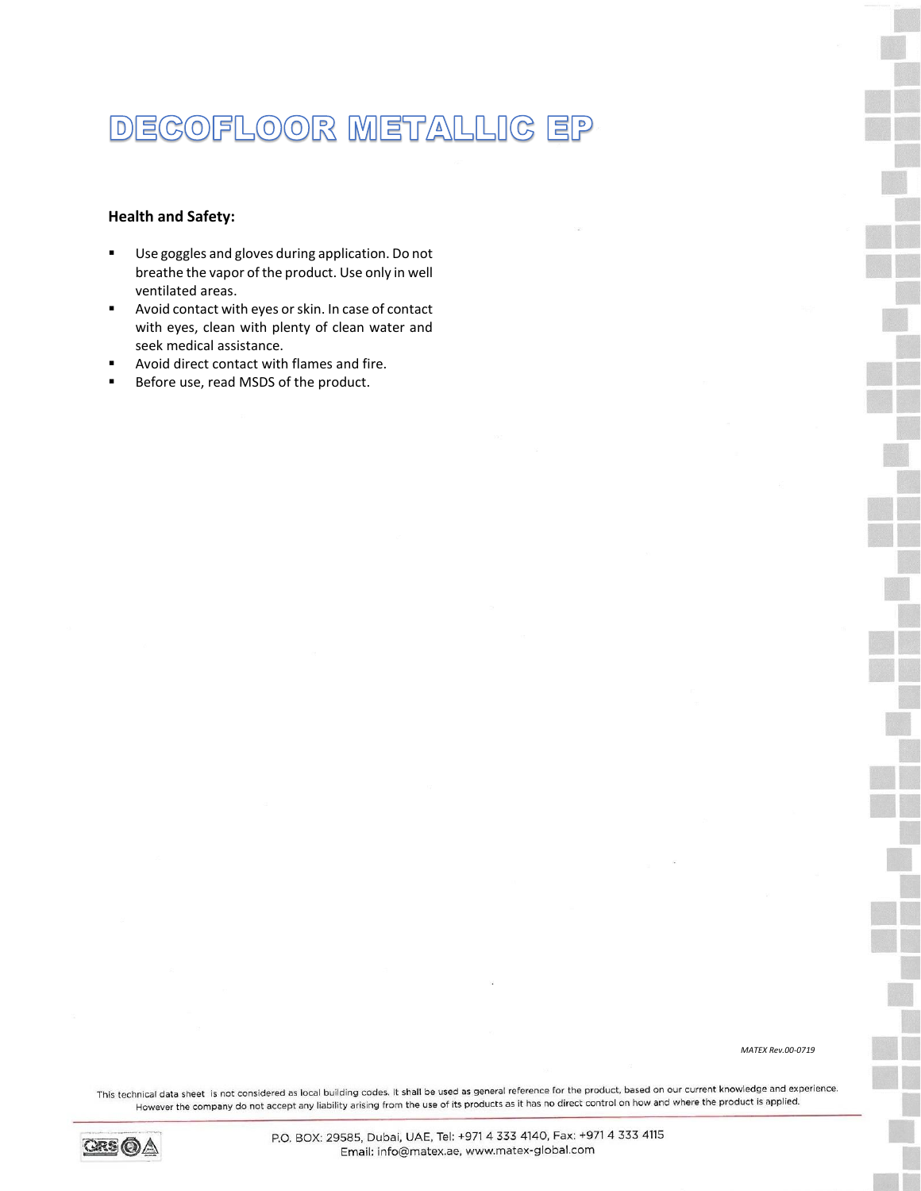# DECOFLOOR METALLIC EP

## Health and Safety:

- Use goggles and gloves during application. Do not breathe the vapor of the product. Use only in well ventilated areas.
- Avoid contact with eyes or skin. In case of contact with eyes, clean with plenty of clean water and seek medical assistance.
- Avoid direct contact with flames and fire.
- Before use, read MSDS of the product.

*MATEX Rev.00-0719*

This technical data sheet is not considered as local building codes. It shall be used as general reference for the product, based on our current knowledge and experience. However the company do not accept any liability arising from the use of its products as it has no direct control on how and where the product is applied.

P.O. BOX: 29585, Dubai, UAE, Tel: +971 4 333 4140, Fax: +971 4 333 4115
Email: info@matex.ae, www.matex-global.com